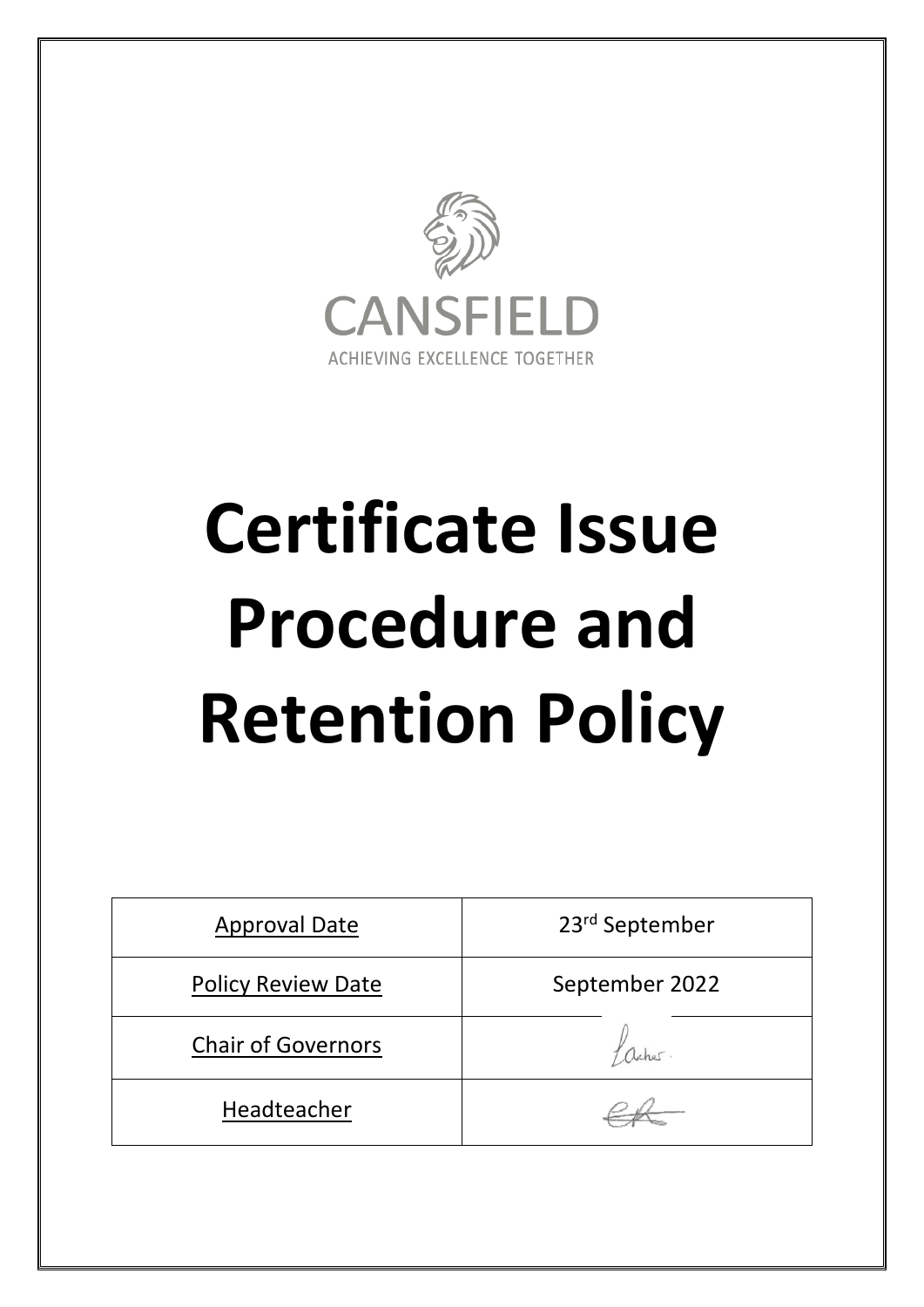CANSFIELD

ACHIEVING EXCELLENCE TOGETHER

# Certificate Issue Procedure and Retention Policy

| | |
|---|---|
| Approval Date | 23rd September |
| Policy Review Date | September 2022 |
| Chair of Governors | |
| Headteacher | |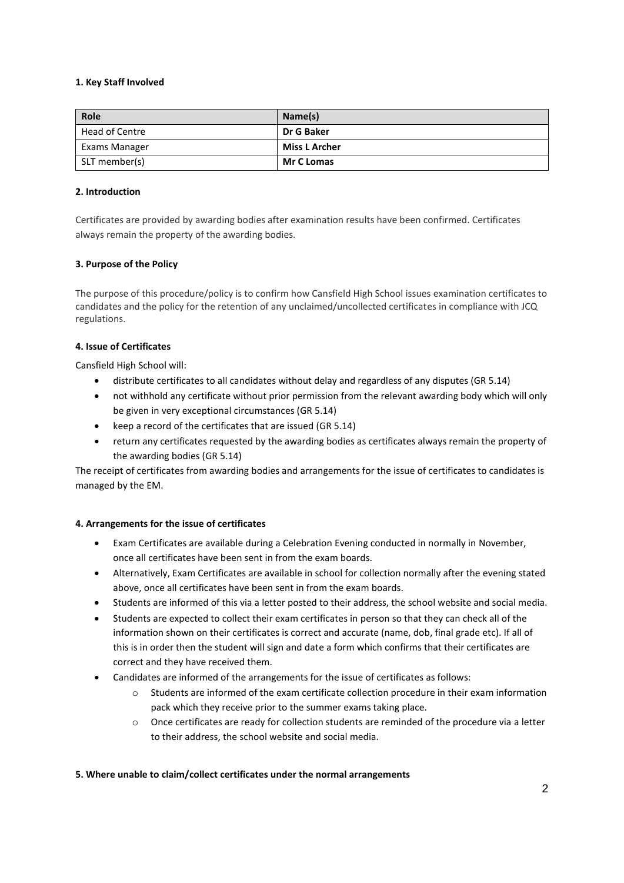**1. Key Staff Involved**

| Role | Name(s) |
| --- | --- |
| Head of Centre | **Dr G Baker** |
| Exams Manager | **Miss L Archer** |
| SLT member(s) | **Mr C Lomas** |

**2. Introduction**

Certificates are provided by awarding bodies after examination results have been confirmed. Certificates always remain the property of the awarding bodies.

**3. Purpose of the Policy**

The purpose of this procedure/policy is to confirm how Cansfield High School issues examination certificates to candidates and the policy for the retention of any unclaimed/uncollected certificates in compliance with JCQ regulations.

**4. Issue of Certificates**

Cansfield High School will:

- distribute certificates to all candidates without delay and regardless of any disputes (GR 5.14)
- not withhold any certificate without prior permission from the relevant awarding body which will only be given in very exceptional circumstances (GR 5.14)
- keep a record of the certificates that are issued (GR 5.14)
- return any certificates requested by the awarding bodies as certificates always remain the property of the awarding bodies (GR 5.14)

The receipt of certificates from awarding bodies and arrangements for the issue of certificates to candidates is managed by the EM.

**4. Arrangements for the issue of certificates**

- Exam Certificates are available during a Celebration Evening conducted in normally in November, once all certificates have been sent in from the exam boards.
- Alternatively, Exam Certificates are available in school for collection normally after the evening stated above, once all certificates have been sent in from the exam boards.
- Students are informed of this via a letter posted to their address, the school website and social media.
- Students are expected to collect their exam certificates in person so that they can check all of the information shown on their certificates is correct and accurate (name, dob, final grade etc). If all of this is in order then the student will sign and date a form which confirms that their certificates are correct and they have received them.
- Candidates are informed of the arrangements for the issue of certificates as follows:
  - Students are informed of the exam certificate collection procedure in their exam information pack which they receive prior to the summer exams taking place.
  - Once certificates are ready for collection students are reminded of the procedure via a letter to their address, the school website and social media.

**5. Where unable to claim/collect certificates under the normal arrangements**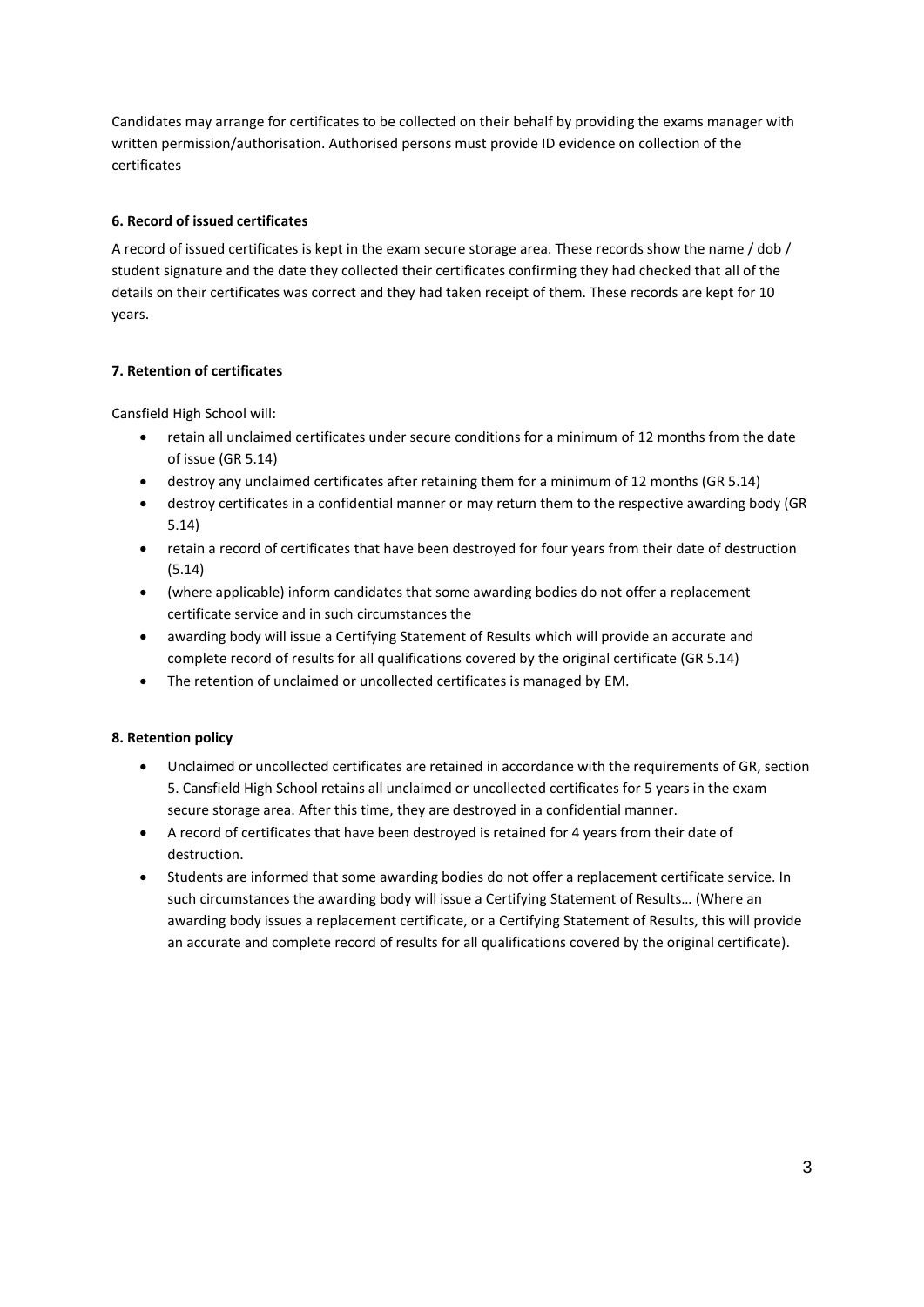Candidates may arrange for certificates to be collected on their behalf by providing the exams manager with written permission/authorisation. Authorised persons must provide ID evidence on collection of the certificates

**6. Record of issued certificates**

A record of issued certificates is kept in the exam secure storage area. These records show the name / dob / student signature and the date they collected their certificates confirming they had checked that all of the details on their certificates was correct and they had taken receipt of them. These records are kept for 10 years.

**7. Retention of certificates**

Cansfield High School will:

- retain all unclaimed certificates under secure conditions for a minimum of 12 months from the date of issue (GR 5.14)
- destroy any unclaimed certificates after retaining them for a minimum of 12 months (GR 5.14)
- destroy certificates in a confidential manner or may return them to the respective awarding body (GR 5.14)
- retain a record of certificates that have been destroyed for four years from their date of destruction (5.14)
- (where applicable) inform candidates that some awarding bodies do not offer a replacement certificate service and in such circumstances the
- awarding body will issue a Certifying Statement of Results which will provide an accurate and complete record of results for all qualifications covered by the original certificate (GR 5.14)
- The retention of unclaimed or uncollected certificates is managed by EM.

**8. Retention policy**

- Unclaimed or uncollected certificates are retained in accordance with the requirements of GR, section 5. Cansfield High School retains all unclaimed or uncollected certificates for 5 years in the exam secure storage area. After this time, they are destroyed in a confidential manner.
- A record of certificates that have been destroyed is retained for 4 years from their date of destruction.
- Students are informed that some awarding bodies do not offer a replacement certificate service. In such circumstances the awarding body will issue a Certifying Statement of Results… (Where an awarding body issues a replacement certificate, or a Certifying Statement of Results, this will provide an accurate and complete record of results for all qualifications covered by the original certificate).